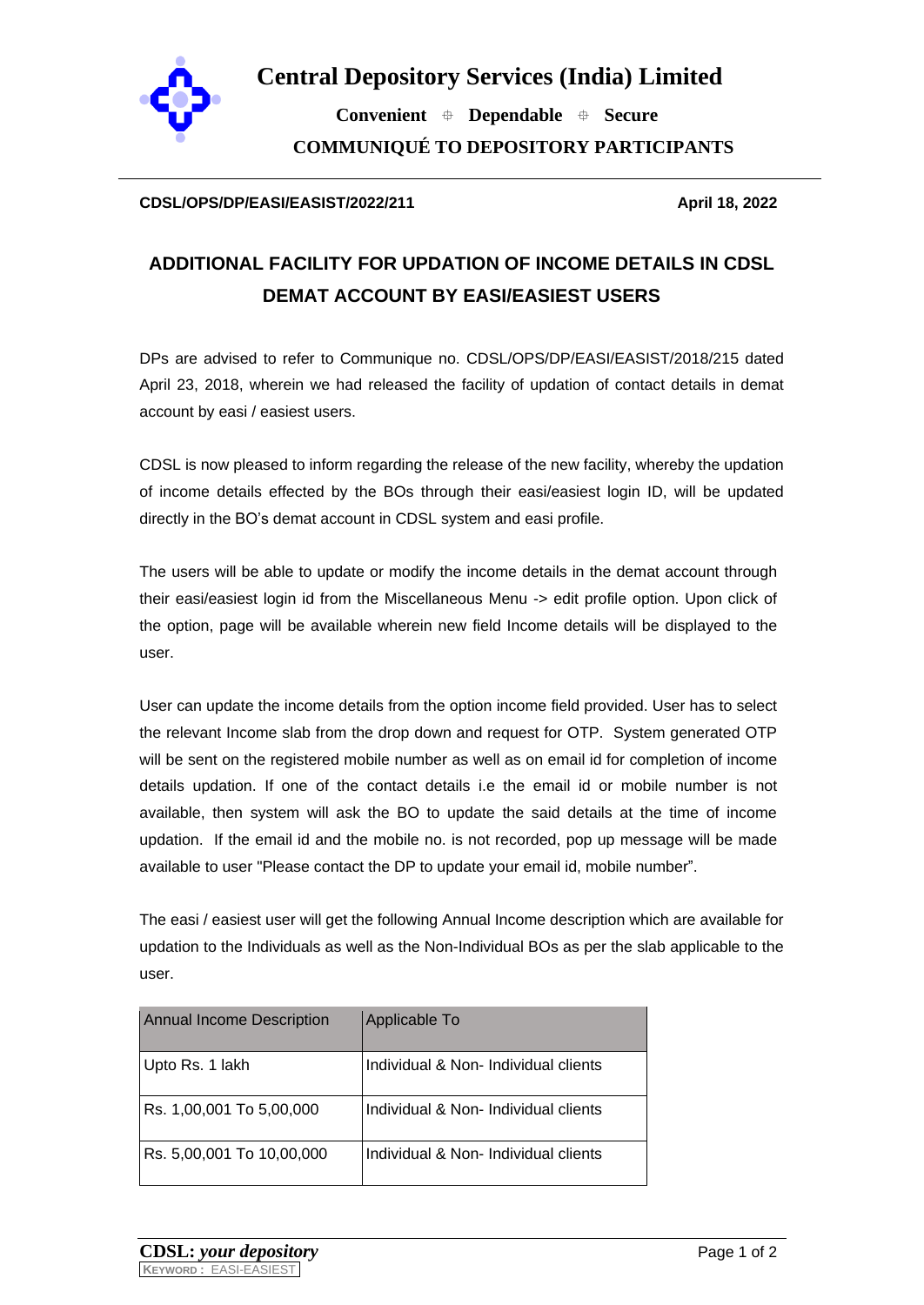# Central Depository Services (India) Limited

**Convenient ⌖ Dependable ⌖ Secure**

**COMMUNIQUÉ TO DEPOSITORY PARTICIPANTS**

**CDSL/OPS/DP/EASI/EASIST/2022/211** **April 18, 2022**

## ADDITIONAL FACILITY FOR UPDATION OF INCOME DETAILS IN CDSL DEMAT ACCOUNT BY EASI/EASIEST USERS

DPs are advised to refer to Communique no. CDSL/OPS/DP/EASI/EASIST/2018/215 dated April 23, 2018, wherein we had released the facility of updation of contact details in demat account by easi / easiest users.

CDSL is now pleased to inform regarding the release of the new facility, whereby the updation of income details effected by the BOs through their easi/easiest login ID, will be updated directly in the BO's demat account in CDSL system and easi profile.

The users will be able to update or modify the income details in the demat account through their easi/easiest login id from the Miscellaneous Menu -> edit profile option. Upon click of the option, page will be available wherein new field Income details will be displayed to the user.

User can update the income details from the option income field provided. User has to select the relevant Income slab from the drop down and request for OTP. System generated OTP will be sent on the registered mobile number as well as on email id for completion of income details updation. If one of the contact details i.e the email id or mobile number is not available, then system will ask the BO to update the said details at the time of income updation. If the email id and the mobile no. is not recorded, pop up message will be made available to user "Please contact the DP to update your email id, mobile number".

The easi / easiest user will get the following Annual Income description which are available for updation to the Individuals as well as the Non-Individual BOs as per the slab applicable to the user.

| Annual Income Description | Applicable To |
|---|---|
| Upto Rs. 1 lakh | Individual & Non- Individual clients |
| Rs. 1,00,001 To 5,00,000 | Individual & Non- Individual clients |
| Rs. 5,00,001 To 10,00,000 | Individual & Non- Individual clients |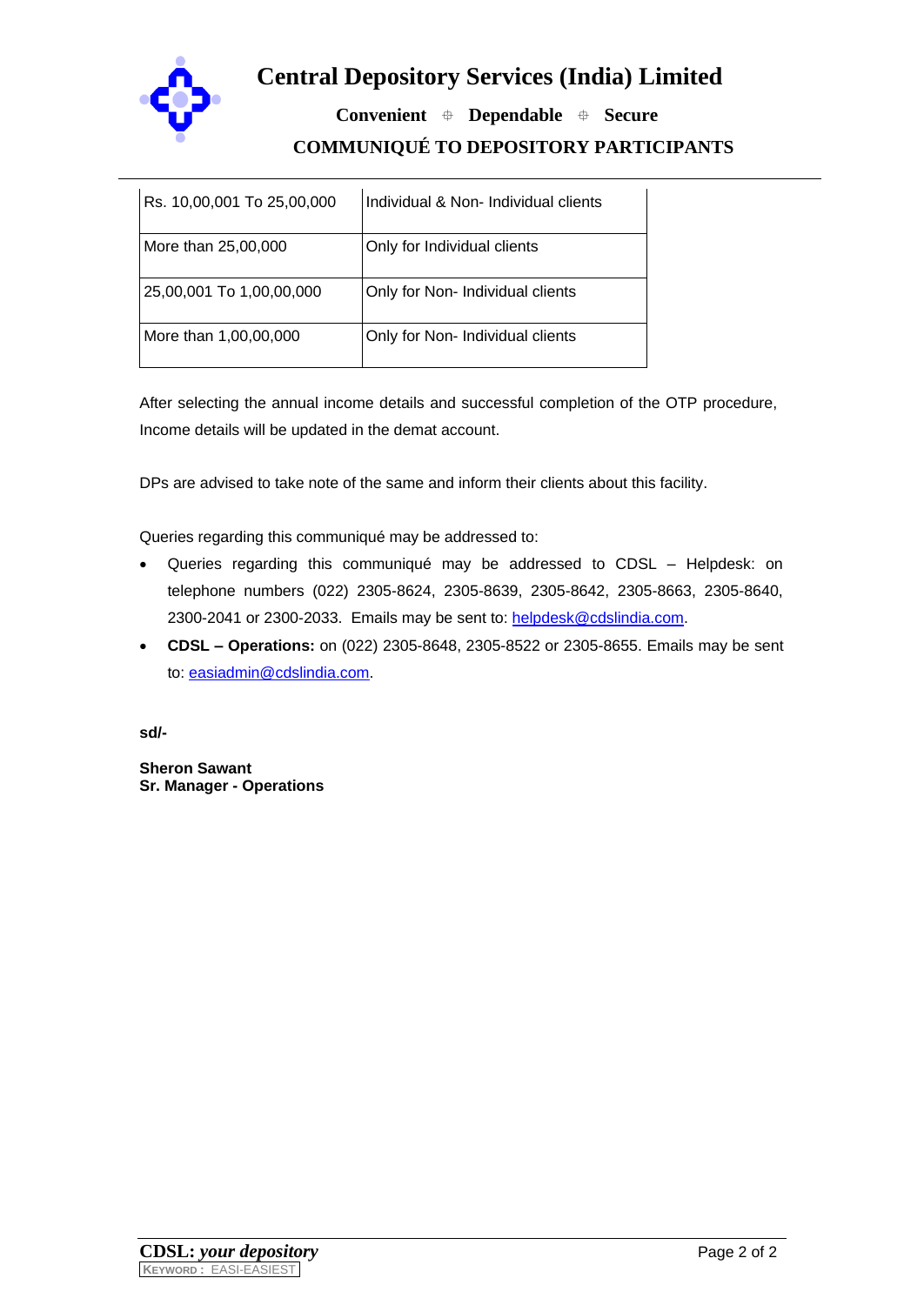| | |
|---|---|
| Rs. 10,00,001 To 25,00,000 | Individual & Non- Individual clients |
| More than 25,00,000 | Only for Individual clients |
| 25,00,001 To 1,00,00,000 | Only for Non- Individual clients |
| More than 1,00,00,000 | Only for Non- Individual clients |

After selecting the annual income details and successful completion of the OTP procedure, Income details will be updated in the demat account.

DPs are advised to take note of the same and inform their clients about this facility.

Queries regarding this communiqué may be addressed to:

- Queries regarding this communiqué may be addressed to CDSL – Helpdesk: on telephone numbers (022) 2305-8624, 2305-8639, 2305-8642, 2305-8663, 2305-8640, 2300-2041 or 2300-2033. Emails may be sent to: helpdesk@cdslindia.com.
- **CDSL – Operations:** on (022) 2305-8648, 2305-8522 or 2305-8655. Emails may be sent to: easiadmin@cdslindia.com.

**sd/-**

**Sheron Sawant**
**Sr. Manager - Operations**